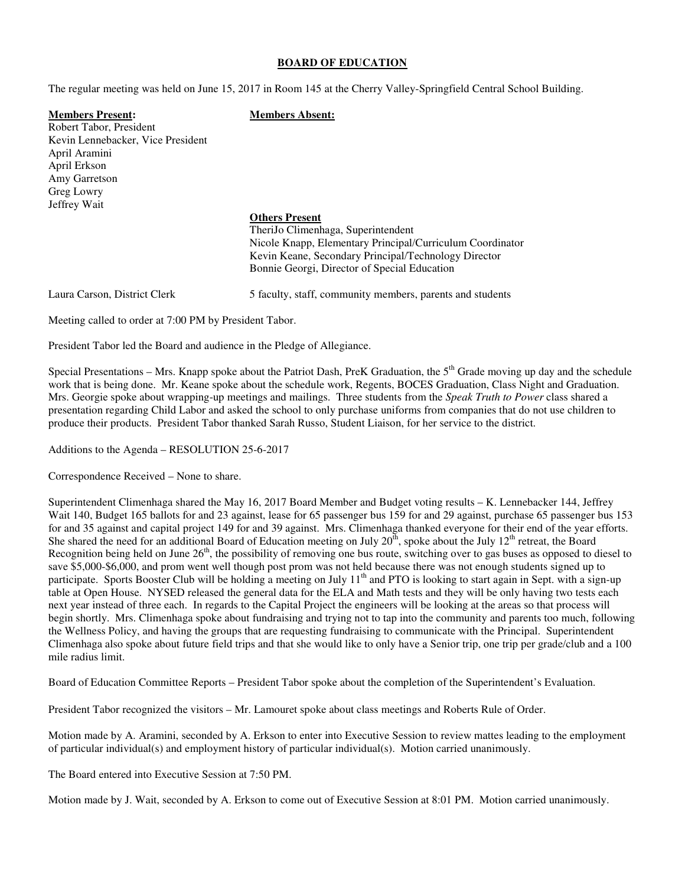**BOARD OF EDUCATION**

The regular meeting was held on June 15, 2017 in Room 145 at the Cherry Valley-Springfield Central School Building.

| **Members Present:** | **Members Absent:** |
|---|---|
| Robert Tabor, President | |
| Kevin Lennebacker, Vice President | |
| April Aramini | |
| April Erkson | |
| Amy Garretson | |
| Greg Lowry | |
| Jeffrey Wait | |

**Others Present**
TheriJo Climenhaga, Superintendent
Nicole Knapp, Elementary Principal/Curriculum Coordinator
Kevin Keane, Secondary Principal/Technology Director
Bonnie Georgi, Director of Special Education

Laura Carson, District Clerk — 5 faculty, staff, community members, parents and students

Meeting called to order at 7:00 PM by President Tabor.

President Tabor led the Board and audience in the Pledge of Allegiance.

Special Presentations – Mrs. Knapp spoke about the Patriot Dash, PreK Graduation, the 5th Grade moving up day and the schedule work that is being done. Mr. Keane spoke about the schedule work, Regents, BOCES Graduation, Class Night and Graduation. Mrs. Georgie spoke about wrapping-up meetings and mailings. Three students from the *Speak Truth to Power* class shared a presentation regarding Child Labor and asked the school to only purchase uniforms from companies that do not use children to produce their products. President Tabor thanked Sarah Russo, Student Liaison, for her service to the district.

Additions to the Agenda – RESOLUTION 25-6-2017

Correspondence Received – None to share.

Superintendent Climenhaga shared the May 16, 2017 Board Member and Budget voting results – K. Lennebacker 144, Jeffrey Wait 140, Budget 165 ballots for and 23 against, lease for 65 passenger bus 159 for and 29 against, purchase 65 passenger bus 153 for and 35 against and capital project 149 for and 39 against. Mrs. Climenhaga thanked everyone for their end of the year efforts. She shared the need for an additional Board of Education meeting on July 20th, spoke about the July 12th retreat, the Board Recognition being held on June 26th, the possibility of removing one bus route, switching over to gas buses as opposed to diesel to save \$5,000-\$6,000, and prom went well though post prom was not held because there was not enough students signed up to participate. Sports Booster Club will be holding a meeting on July 11th and PTO is looking to start again in Sept. with a sign-up table at Open House. NYSED released the general data for the ELA and Math tests and they will be only having two tests each next year instead of three each. In regards to the Capital Project the engineers will be looking at the areas so that process will begin shortly. Mrs. Climenhaga spoke about fundraising and trying not to tap into the community and parents too much, following the Wellness Policy, and having the groups that are requesting fundraising to communicate with the Principal. Superintendent Climenhaga also spoke about future field trips and that she would like to only have a Senior trip, one trip per grade/club and a 100 mile radius limit.

Board of Education Committee Reports – President Tabor spoke about the completion of the Superintendent's Evaluation.

President Tabor recognized the visitors – Mr. Lamouret spoke about class meetings and Roberts Rule of Order.

Motion made by A. Aramini, seconded by A. Erkson to enter into Executive Session to review mattes leading to the employment of particular individual(s) and employment history of particular individual(s). Motion carried unanimously.

The Board entered into Executive Session at 7:50 PM.

Motion made by J. Wait, seconded by A. Erkson to come out of Executive Session at 8:01 PM. Motion carried unanimously.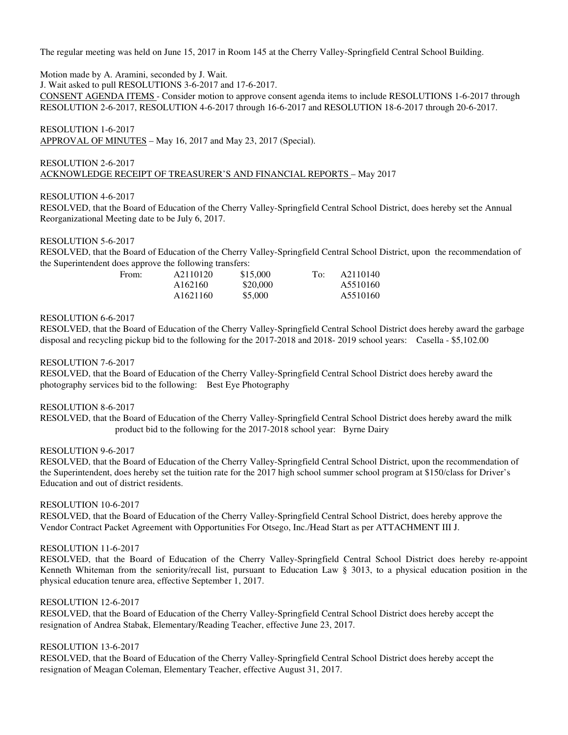The regular meeting was held on June 15, 2017 in Room 145 at the Cherry Valley-Springfield Central School Building.

Motion made by A. Aramini, seconded by J. Wait.
J. Wait asked to pull RESOLUTIONS 3-6-2017 and 17-6-2017.
CONSENT AGENDA ITEMS - Consider motion to approve consent agenda items to include RESOLUTIONS 1-6-2017 through RESOLUTION 2-6-2017, RESOLUTION 4-6-2017 through 16-6-2017 and RESOLUTION 18-6-2017 through 20-6-2017.

RESOLUTION 1-6-2017
APPROVAL OF MINUTES – May 16, 2017 and May 23, 2017 (Special).

RESOLUTION 2-6-2017
ACKNOWLEDGE RECEIPT OF TREASURER'S AND FINANCIAL REPORTS – May 2017

RESOLUTION 4-6-2017
RESOLVED, that the Board of Education of the Cherry Valley-Springfield Central School District, does hereby set the Annual Reorganizational Meeting date to be July 6, 2017.

RESOLUTION 5-6-2017
RESOLVED, that the Board of Education of the Cherry Valley-Springfield Central School District, upon the recommendation of the Superintendent does approve the following transfers:

| | | | | |
|---|---|---|---|---|
| From: | A2110120 | \$15,000 | To: | A2110140 |
| | A162160 | \$20,000 | | A5510160 |
| | A1621160 | \$5,000 | | A5510160 |

RESOLUTION 6-6-2017
RESOLVED, that the Board of Education of the Cherry Valley-Springfield Central School District does hereby award the garbage disposal and recycling pickup bid to the following for the 2017-2018 and 2018- 2019 school years: Casella - \$5,102.00

RESOLUTION 7-6-2017
RESOLVED, that the Board of Education of the Cherry Valley-Springfield Central School District does hereby award the photography services bid to the following: Best Eye Photography

RESOLUTION 8-6-2017
RESOLVED, that the Board of Education of the Cherry Valley-Springfield Central School District does hereby award the milk product bid to the following for the 2017-2018 school year: Byrne Dairy

RESOLUTION 9-6-2017
RESOLVED, that the Board of Education of the Cherry Valley-Springfield Central School District, upon the recommendation of the Superintendent, does hereby set the tuition rate for the 2017 high school summer school program at \$150/class for Driver's Education and out of district residents.

RESOLUTION 10-6-2017
RESOLVED, that the Board of Education of the Cherry Valley-Springfield Central School District, does hereby approve the Vendor Contract Packet Agreement with Opportunities For Otsego, Inc./Head Start as per ATTACHMENT III J.

RESOLUTION 11-6-2017
RESOLVED, that the Board of Education of the Cherry Valley-Springfield Central School District does hereby re-appoint Kenneth Whiteman from the seniority/recall list, pursuant to Education Law § 3013, to a physical education position in the physical education tenure area, effective September 1, 2017.

RESOLUTION 12-6-2017
RESOLVED, that the Board of Education of the Cherry Valley-Springfield Central School District does hereby accept the resignation of Andrea Stabak, Elementary/Reading Teacher, effective June 23, 2017.

RESOLUTION 13-6-2017
RESOLVED, that the Board of Education of the Cherry Valley-Springfield Central School District does hereby accept the resignation of Meagan Coleman, Elementary Teacher, effective August 31, 2017.